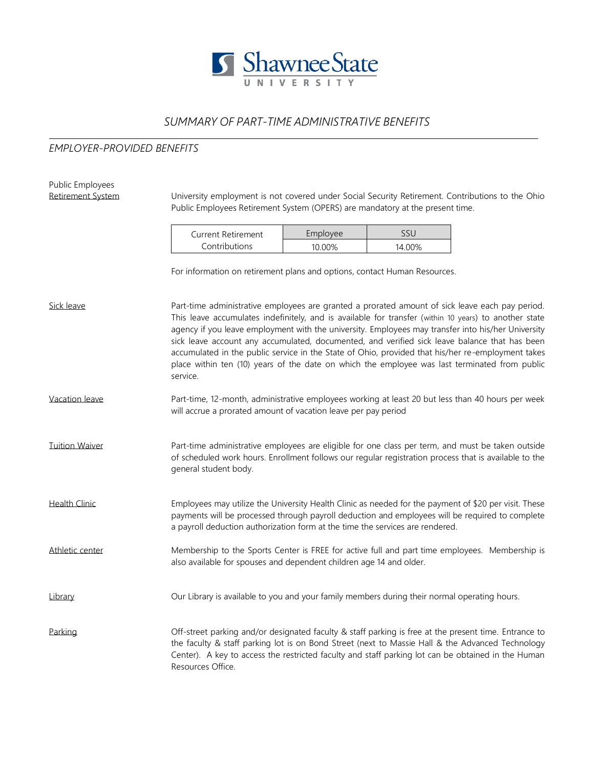# SUMMARY OF PART-TIME ADMINISTRATIVE BENEFITS

## *EMPLOYER-PROVIDED BENEFITS*

**Public Employees Retirement System**

University employment is not covered under Social Security Retirement. Contributions to the Ohio Public Employees Retirement System (OPERS) are mandatory at the present time.

| Current Retirement Contributions | Employee | SSU |
|---|---|---|
| | 10.00% | 14.00% |

For information on retirement plans and options, contact Human Resources.

**Sick leave**

Part-time administrative employees are granted a prorated amount of sick leave each pay period. This leave accumulates indefinitely, and is available for transfer (within 10 years) to another state agency if you leave employment with the university. Employees may transfer into his/her University sick leave account any accumulated, documented, and verified sick leave balance that has been accumulated in the public service in the State of Ohio, provided that his/her re-employment takes place within ten (10) years of the date on which the employee was last terminated from public service.

**Vacation leave**

Part-time, 12-month, administrative employees working at least 20 but less than 40 hours per week will accrue a prorated amount of vacation leave per pay period

**Tuition Waiver**

Part-time administrative employees are eligible for one class per term, and must be taken outside of scheduled work hours. Enrollment follows our regular registration process that is available to the general student body.

**Health Clinic**

Employees may utilize the University Health Clinic as needed for the payment of $20 per visit. These payments will be processed through payroll deduction and employees will be required to complete a payroll deduction authorization form at the time the services are rendered.

**Athletic center**

Membership to the Sports Center is FREE for active full and part time employees. Membership is also available for spouses and dependent children age 14 and older.

**Library**

Our Library is available to you and your family members during their normal operating hours.

**Parking**

Off-street parking and/or designated faculty & staff parking is free at the present time. Entrance to the faculty & staff parking lot is on Bond Street (next to Massie Hall & the Advanced Technology Center). A key to access the restricted faculty and staff parking lot can be obtained in the Human Resources Office.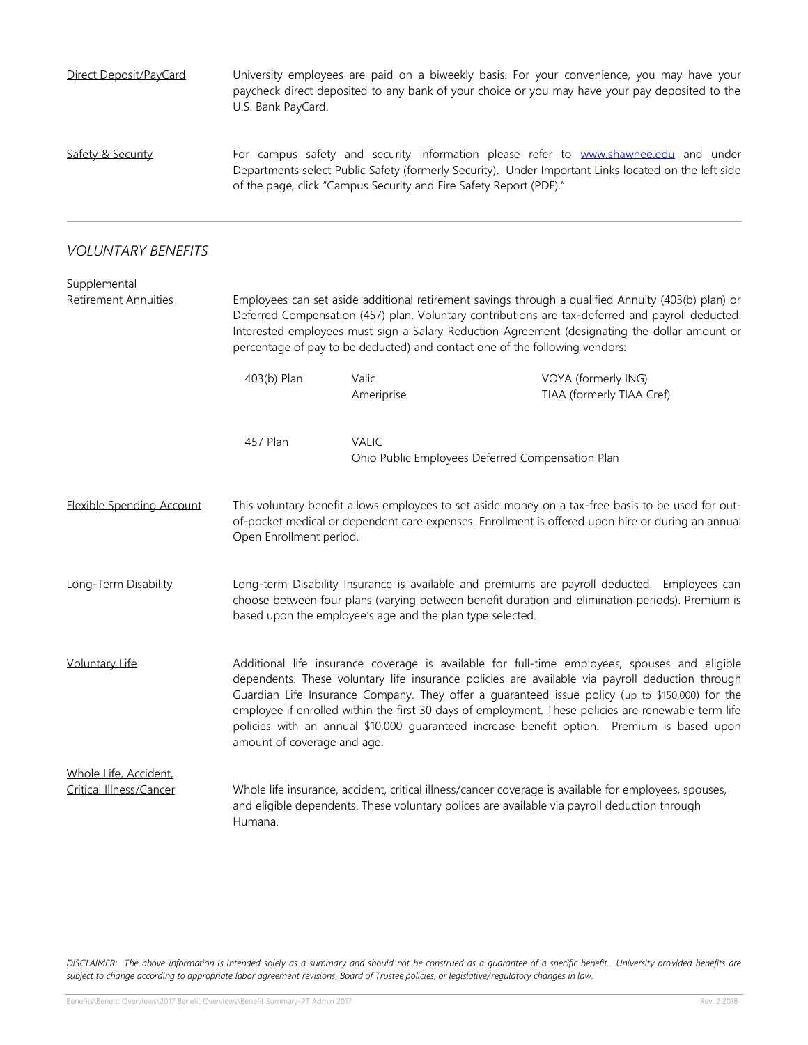Direct Deposit/PayCard

University employees are paid on a biweekly basis. For your convenience, you may have your paycheck direct deposited to any bank of your choice or you may have your pay deposited to the U.S. Bank PayCard.

Safety & Security

For campus safety and security information please refer to www.shawnee.edu and under Departments select Public Safety (formerly Security). Under Important Links located on the left side of the page, click "Campus Security and Fire Safety Report (PDF)."

---

## *VOLUNTARY BENEFITS*

Supplemental Retirement Annuities

Employees can set aside additional retirement savings through a qualified Annuity (403(b) plan) or Deferred Compensation (457) plan. Voluntary contributions are tax-deferred and payroll deducted. Interested employees must sign a Salary Reduction Agreement (designating the dollar amount or percentage of pay to be deducted) and contact one of the following vendors:

| | | |
|---|---|---|
| 403(b) Plan | Valic<br>Ameriprise | VOYA (formerly ING)<br>TIAA (formerly TIAA Cref) |
| 457 Plan | VALIC<br>Ohio Public Employees Deferred Compensation Plan | |

Flexible Spending Account

This voluntary benefit allows employees to set aside money on a tax-free basis to be used for out-of-pocket medical or dependent care expenses. Enrollment is offered upon hire or during an annual Open Enrollment period.

Long-Term Disability

Long-term Disability Insurance is available and premiums are payroll deducted. Employees can choose between four plans (varying between benefit duration and elimination periods). Premium is based upon the employee's age and the plan type selected.

Voluntary Life

Additional life insurance coverage is available for full-time employees, spouses and eligible dependents. These voluntary life insurance policies are available via payroll deduction through Guardian Life Insurance Company. They offer a guaranteed issue policy (up to $150,000) for the employee if enrolled within the first 30 days of employment. These policies are renewable term life policies with an annual $10,000 guaranteed increase benefit option. Premium is based upon amount of coverage and age.

Whole Life, Accident, Critical Illness/Cancer

Whole life insurance, accident, critical illness/cancer coverage is available for employees, spouses, and eligible dependents. These voluntary polices are available via payroll deduction through Humana.

*DISCLAIMER: The above information is intended solely as a summary and should not be construed as a guarantee of a specific benefit. University provided benefits are subject to change according to appropriate labor agreement revisions, Board of Trustee policies, or legislative/regulatory changes in law.*